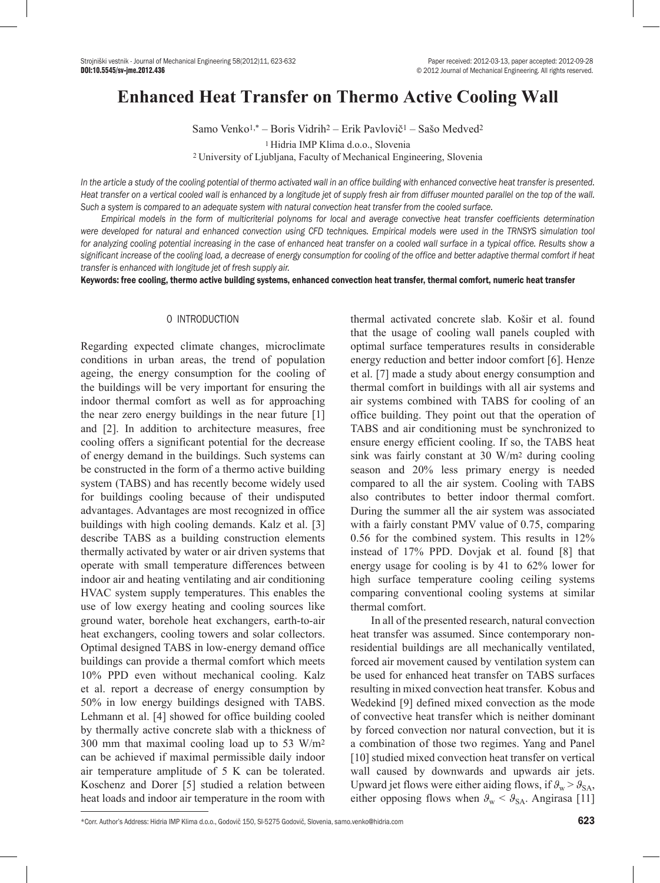# Enhanced Heat Transfer on Thermo Active Cooling Wall

Samo Venko[1,*] – Boris Vidrih[2] – Erik Pavlovič[1] – Sašo Medved[2]

[1] Hidria IMP Klima d.o.o., Slovenia
[2] University of Ljubljana, Faculty of Mechanical Engineering, Slovenia

*In the article a study of the cooling potential of thermo activated wall in an office building with enhanced convective heat transfer is presented. Heat transfer on a vertical cooled wall is enhanced by a longitude jet of supply fresh air from diffuser mounted parallel on the top of the wall. Such a system is compared to an adequate system with natural convection heat transfer from the cooled surface.*

*Empirical models in the form of multicriterial polynoms for local and average convective heat transfer coefficients determination were developed for natural and enhanced convection using CFD techniques. Empirical models were used in the TRNSYS simulation tool for analyzing cooling potential increasing in the case of enhanced heat transfer on a cooled wall surface in a typical office. Results show a significant increase of the cooling load, a decrease of energy consumption for cooling of the office and better adaptive thermal comfort if heat transfer is enhanced with longitude jet of fresh supply air.*

**Keywords: free cooling, thermo active building systems, enhanced convection heat transfer, thermal comfort, numeric heat transfer**

## 0 INTRODUCTION

Regarding expected climate changes, microclimate conditions in urban areas, the trend of population ageing, the energy consumption for the cooling of the buildings will be very important for ensuring the indoor thermal comfort as well as for approaching the near zero energy buildings in the near future [1] and [2]. In addition to architecture measures, free cooling offers a significant potential for the decrease of energy demand in the buildings. Such systems can be constructed in the form of a thermo active building system (TABS) and has recently become widely used for buildings cooling because of their undisputed advantages. Advantages are most recognized in office buildings with high cooling demands. Kalz et al. [3] describe TABS as a building construction elements thermally activated by water or air driven systems that operate with small temperature differences between indoor air and heating ventilating and air conditioning HVAC system supply temperatures. This enables the use of low exergy heating and cooling sources like ground water, borehole heat exchangers, earth-to-air heat exchangers, cooling towers and solar collectors. Optimal designed TABS in low-energy demand office buildings can provide a thermal comfort which meets 10% PPD even without mechanical cooling. Kalz et al. report a decrease of energy consumption by 50% in low energy buildings designed with TABS. Lehmann et al. [4] showed for office building cooled by thermally active concrete slab with a thickness of 300 mm that maximal cooling load up to 53 W/m$^2$ can be achieved if maximal permissible daily indoor air temperature amplitude of 5 K can be tolerated. Koschenz and Dorer [5] studied a relation between heat loads and indoor air temperature in the room with thermal activated concrete slab. Košir et al. found that the usage of cooling wall panels coupled with optimal surface temperatures results in considerable energy reduction and better indoor comfort [6]. Henze et al. [7] made a study about energy consumption and thermal comfort in buildings with all air systems and air systems combined with TABS for cooling of an office building. They point out that the operation of TABS and air conditioning must be synchronized to ensure energy efficient cooling. If so, the TABS heat sink was fairly constant at 30 W/m$^2$ during cooling season and 20% less primary energy is needed compared to all the air system. Cooling with TABS also contributes to better indoor thermal comfort. During the summer all the air system was associated with a fairly constant PMV value of 0.75, comparing 0.56 for the combined system. This results in 12% instead of 17% PPD. Dovjak et al. found [8] that energy usage for cooling is by 41 to 62% lower for high surface temperature cooling ceiling systems comparing conventional cooling systems at similar thermal comfort.

In all of the presented research, natural convection heat transfer was assumed. Since contemporary non-residential buildings are all mechanically ventilated, forced air movement caused by ventilation system can be used for enhanced heat transfer on TABS surfaces resulting in mixed convection heat transfer. Kobus and Wedekind [9] defined mixed convection as the mode of convective heat transfer which is neither dominant by forced convection nor natural convection, but it is a combination of those two regimes. Yang and Panel [10] studied mixed convection heat transfer on vertical wall caused by downwards and upwards air jets. Upward jet flows were either aiding flows, if $\vartheta_w > \vartheta_{SA}$, either opposing flows when $\vartheta_w < \vartheta_{SA}$. Angirasa [11]

---

*Corr. Author's Address: Hidria IMP Klima d.o.o., Godovič 150, SI-5275 Godovič, Slovenia, samo.venko@hidria.com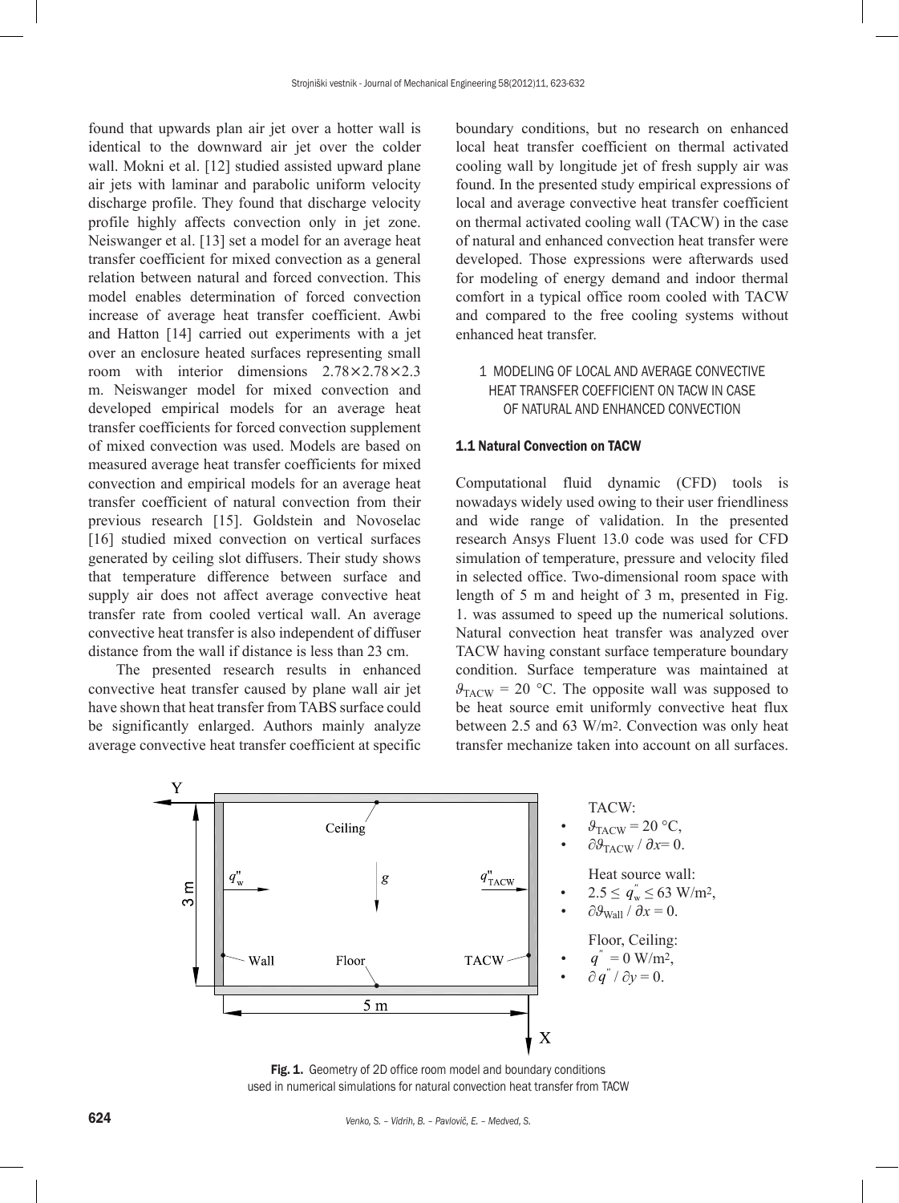found that upwards plan air jet over a hotter wall is identical to the downward air jet over the colder wall. Mokni et al. [12] studied assisted upward plane air jets with laminar and parabolic uniform velocity discharge profile. They found that discharge velocity profile highly affects convection only in jet zone. Neiswanger et al. [13] set a model for an average heat transfer coefficient for mixed convection as a general relation between natural and forced convection. This model enables determination of forced convection increase of average heat transfer coefficient. Awbi and Hatton [14] carried out experiments with a jet over an enclosure heated surfaces representing small room with interior dimensions 2.78×2.78×2.3 m. Neiswanger model for mixed convection and developed empirical models for an average heat transfer coefficients for forced convection supplement of mixed convection was used. Models are based on measured average heat transfer coefficients for mixed convection and empirical models for an average heat transfer coefficient of natural convection from their previous research [15]. Goldstein and Novoselac [16] studied mixed convection on vertical surfaces generated by ceiling slot diffusers. Their study shows that temperature difference between surface and supply air does not affect average convective heat transfer rate from cooled vertical wall. An average convective heat transfer is also independent of diffuser distance from the wall if distance is less than 23 cm.

The presented research results in enhanced convective heat transfer caused by plane wall air jet have shown that heat transfer from TABS surface could be significantly enlarged. Authors mainly analyze average convective heat transfer coefficient at specific boundary conditions, but no research on enhanced local heat transfer coefficient on thermal activated cooling wall by longitude jet of fresh supply air was found. In the presented study empirical expressions of local and average convective heat transfer coefficient on thermal activated cooling wall (TACW) in the case of natural and enhanced convection heat transfer were developed. Those expressions were afterwards used for modeling of energy demand and indoor thermal comfort in a typical office room cooled with TACW and compared to the free cooling systems without enhanced heat transfer.

## 1 MODELING OF LOCAL AND AVERAGE CONVECTIVE HEAT TRANSFER COEFFICIENT ON TACW IN CASE OF NATURAL AND ENHANCED CONVECTION

### 1.1 Natural Convection on TACW

Computational fluid dynamic (CFD) tools is nowadays widely used owing to their user friendliness and wide range of validation. In the presented research Ansys Fluent 13.0 code was used for CFD simulation of temperature, pressure and velocity filed in selected office. Two-dimensional room space with length of 5 m and height of 3 m, presented in Fig. 1. was assumed to speed up the numerical solutions. Natural convection heat transfer was analyzed over TACW having constant surface temperature boundary condition. Surface temperature was maintained at $\vartheta_{TACW}$ = 20 °C. The opposite wall was supposed to be heat source emit uniformly convective heat flux between 2.5 and 63 W/m2. Convection was only heat transfer mechanize taken into account on all surfaces.

TACW:
- $\vartheta_{TACW} = 20$ °C,
- $\partial\vartheta_{TACW} / \partial x = 0$.

Heat source wall:
- $2.5 \leq q''_w \leq 63$ W/m$^2$,
- $\partial\vartheta_{Wall} / \partial x = 0$.

Floor, Ceiling:
- $q'' = 0$ W/m$^2$,
- $\partial q'' / \partial y = 0$.

Fig. 1. Geometry of 2D office room model and boundary conditions used in numerical simulations for natural convection heat transfer from TACW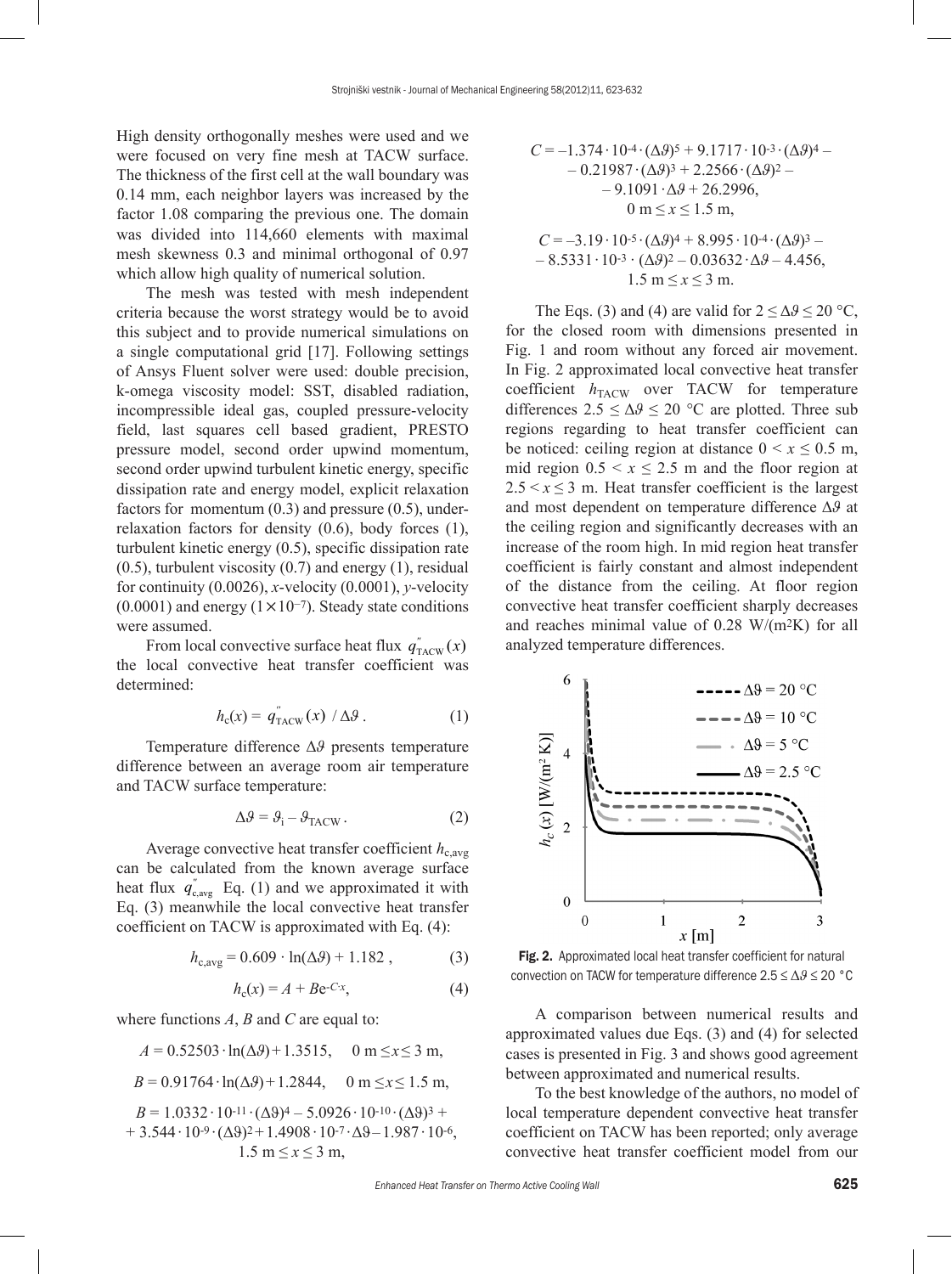High density orthogonally meshes were used and we were focused on very fine mesh at TACW surface. The thickness of the first cell at the wall boundary was 0.14 mm, each neighbor layers was increased by the factor 1.08 comparing the previous one. The domain was divided into 114,660 elements with maximal mesh skewness 0.3 and minimal orthogonal of 0.97 which allow high quality of numerical solution.

The mesh was tested with mesh independent criteria because the worst strategy would be to avoid this subject and to provide numerical simulations on a single computational grid [17]. Following settings of Ansys Fluent solver were used: double precision, k-omega viscosity model: SST, disabled radiation, incompressible ideal gas, coupled pressure-velocity field, last squares cell based gradient, PRESTO pressure model, second order upwind momentum, second order upwind turbulent kinetic energy, specific dissipation rate and energy model, explicit relaxation factors for momentum (0.3) and pressure (0.5), under-relaxation factors for density (0.6), body forces (1), turbulent kinetic energy (0.5), specific dissipation rate (0.5), turbulent viscosity (0.7) and energy (1), residual for continuity (0.0026), *x*-velocity (0.0001), *y*-velocity (0.0001) and energy ($1\times10^{-7}$). Steady state conditions were assumed.

From local convective surface heat flux $q''_{\mathrm{TACW}}(x)$ the local convective heat transfer coefficient was determined:

$$h_c(x) = q''_{\mathrm{TACW}}(x) \;/\; \Delta\vartheta\,. \tag{1}$$

Temperature difference $\Delta\vartheta$ presents temperature difference between an average room air temperature and TACW surface temperature:

$$\Delta\vartheta = \vartheta_i - \vartheta_{\mathrm{TACW}}\,. \tag{2}$$

Average convective heat transfer coefficient $h_{c,avg}$ can be calculated from the known average surface heat flux $q''_{c,avg}$ Eq. (1) and we approximated it with Eq. (3) meanwhile the local convective heat transfer coefficient on TACW is approximated with Eq. (4):

$$h_{c,avg} = 0.609 \cdot \ln(\Delta\vartheta) + 1.182\,, \tag{3}$$

$$h_c(x) = A + B e^{-C \cdot x}, \tag{4}$$

where functions $A$, $B$ and $C$ are equal to:

$$A = 0.52503 \cdot \ln(\Delta\vartheta) + 1.3515, \quad 0\ \mathrm{m} \le x \le 3\ \mathrm{m},$$

$$B = 0.91764 \cdot \ln(\Delta\vartheta) + 1.2844, \quad 0\ \mathrm{m} \le x \le 1.5\ \mathrm{m},$$

$$B = 1.0332 \cdot 10^{-11} \cdot (\Delta\vartheta)^4 - 5.0926 \cdot 10^{-10} \cdot (\Delta\vartheta)^3 + 3.544 \cdot 10^{-9} \cdot (\Delta\vartheta)^2 + 1.4908 \cdot 10^{-7} \cdot \Delta\vartheta - 1.987 \cdot 10^{-6}, \quad 1.5\ \mathrm{m} \le x \le 3\ \mathrm{m},$$

$$C = -1.374 \cdot 10^{-4} \cdot (\Delta\vartheta)^5 + 9.1717 \cdot 10^{-3} \cdot (\Delta\vartheta)^4 - 0.21987 \cdot (\Delta\vartheta)^3 + 2.2566 \cdot (\Delta\vartheta)^2 - 9.1091 \cdot \Delta\vartheta + 26.2996, \quad 0\ \mathrm{m} \le x \le 1.5\ \mathrm{m},$$

$$C = -3.19 \cdot 10^{-5} \cdot (\Delta\vartheta)^4 + 8.995 \cdot 10^{-4} \cdot (\Delta\vartheta)^3 - 8.5331 \cdot 10^{-3} \cdot (\Delta\vartheta)^2 - 0.03632 \cdot \Delta\vartheta - 4.456, \quad 1.5\ \mathrm{m} \le x \le 3\ \mathrm{m}.$$

The Eqs. (3) and (4) are valid for $2 \le \Delta\vartheta \le 20$ °C, for the closed room with dimensions presented in Fig. 1 and room without any forced air movement. In Fig. 2 approximated local convective heat transfer coefficient $h_{\mathrm{TACW}}$ over TACW for temperature differences $2.5 \le \Delta\vartheta \le 20$ °C are plotted. Three sub regions regarding to heat transfer coefficient can be noticed: ceiling region at distance $0 < x \le 0.5$ m, mid region $0.5 < x \le 2.5$ m and the floor region at $2.5 < x \le 3$ m. Heat transfer coefficient is the largest and most dependent on temperature difference $\Delta\vartheta$ at the ceiling region and significantly decreases with an increase of the room high. In mid region heat transfer coefficient is fairly constant and almost independent of the distance from the ceiling. At floor region convective heat transfer coefficient sharply decreases and reaches minimal value of 0.28 W/(m²K) for all analyzed temperature differences.

**Fig. 2.** Approximated local heat transfer coefficient for natural convection on TACW for temperature difference $2.5 \le \Delta\vartheta \le 20$ °C

A comparison between numerical results and approximated values due Eqs. (3) and (4) for selected cases is presented in Fig. 3 and shows good agreement between approximated and numerical results.

To the best knowledge of the authors, no model of local temperature dependent convective heat transfer coefficient on TACW has been reported; only average convective heat transfer coefficient model from our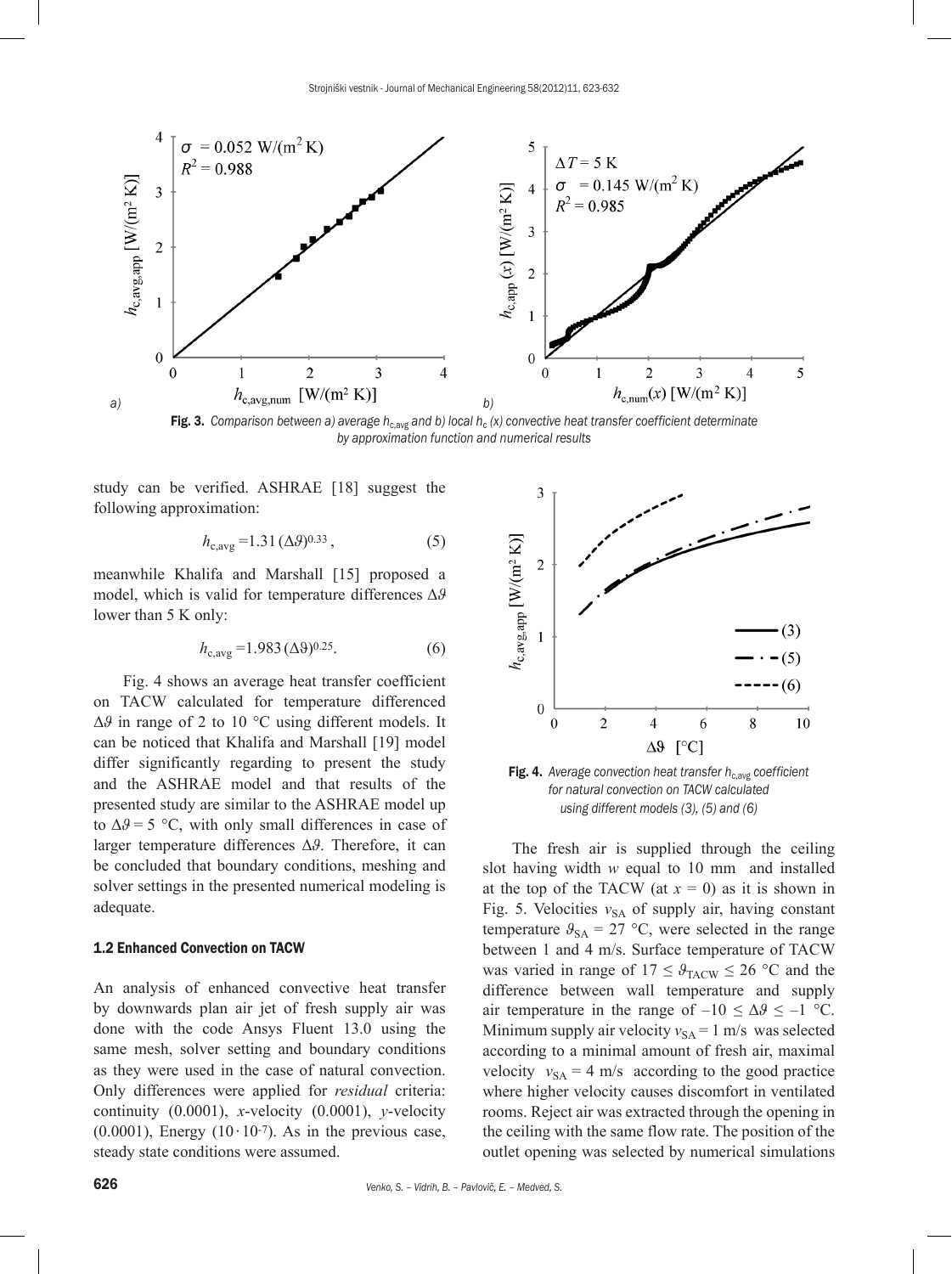Fig. 3. *Comparison between a) average $h_{c,avg}$ and b) local $h_c(x)$ convective heat transfer coefficient determinate by approximation function and numerical results*

study can be verified. ASHRAE [18] suggest the following approximation:

$$h_{c,avg} = 1.31\,(\Delta\vartheta)^{0.33}, \tag{5}$$

meanwhile Khalifa and Marshall [15] proposed a model, which is valid for temperature differences $\Delta\vartheta$ lower than 5 K only:

$$h_{c,avg} = 1.983\,(\Delta\vartheta)^{0.25}. \tag{6}$$

Fig. 4 shows an average heat transfer coefficient on TACW calculated for temperature differenced $\Delta\vartheta$ in range of 2 to 10 °C using different models. It can be noticed that Khalifa and Marshall [19] model differ significantly regarding to present the study and the ASHRAE model and that results of the presented study are similar to the ASHRAE model up to $\Delta\vartheta = 5$ °C, with only small differences in case of larger temperature differences $\Delta\vartheta$. Therefore, it can be concluded that boundary conditions, meshing and solver settings in the presented numerical modeling is adequate.

### 1.2 Enhanced Convection on TACW

An analysis of enhanced convective heat transfer by downwards plan air jet of fresh supply air was done with the code Ansys Fluent 13.0 using the same mesh, solver setting and boundary conditions as they were used in the case of natural convection. Only differences were applied for *residual* criteria: continuity (0.0001), *x*-velocity (0.0001), *y*-velocity (0.0001), Energy ($10 \cdot 10^{-7}$). As in the previous case, steady state conditions were assumed.

Fig. 4. *Average convection heat transfer $h_{c,avg}$ coefficient for natural convection on TACW calculated using different models (3), (5) and (6)*

The fresh air is supplied through the ceiling slot having width *w* equal to 10 mm and installed at the top of the TACW (at $x = 0$) as it is shown in Fig. 5. Velocities $v_{SA}$ of supply air, having constant temperature $\vartheta_{SA} = 27$ °C, were selected in the range between 1 and 4 m/s. Surface temperature of TACW was varied in range of $17 \leq \vartheta_{TACW} \leq 26$ °C and the difference between wall temperature and supply air temperature in the range of $-10 \leq \Delta\vartheta \leq -1$ °C. Minimum supply air velocity $v_{SA} = 1$ m/s was selected according to a minimal amount of fresh air, maximal velocity $v_{SA} = 4$ m/s according to the good practice where higher velocity causes discomfort in ventilated rooms. Reject air was extracted through the opening in the ceiling with the same flow rate. The position of the outlet opening was selected by numerical simulations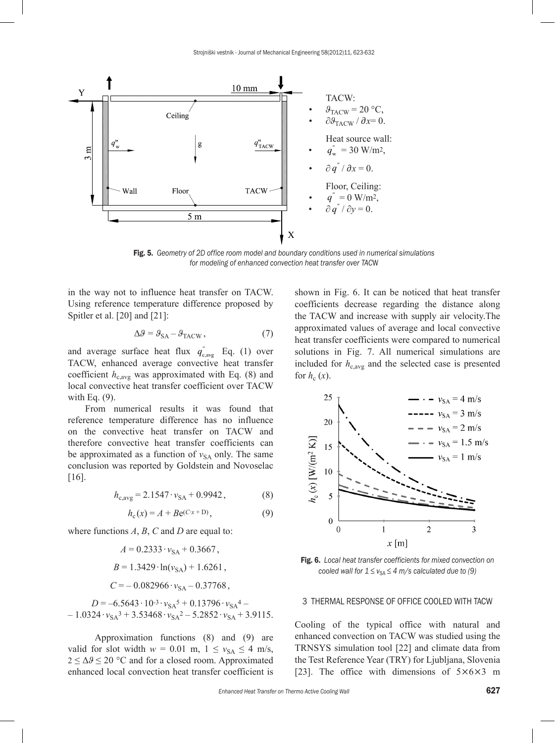TACW:

- $\vartheta_{TACW} = 20$ °C,
- $\partial\vartheta_{TACW} / \partial x = 0$.

Heat source wall:

- $q''_w = 30$ W/m²,
- $\partial q'' / \partial x = 0$.

Floor, Ceiling:

- $q'' = 0$ W/m²,
- $\partial q'' / \partial y = 0$.

**Fig. 5.** *Geometry of 2D office room model and boundary conditions used in numerical simulations for modeling of enhanced convection heat transfer over TACW*

in the way not to influence heat transfer on TACW. Using reference temperature difference proposed by Spitler et al. [20] and [21]:

$$\Delta\vartheta = \vartheta_{SA} - \vartheta_{TACW}, \quad (7)$$

and average surface heat flux $q''_{c,avg}$ Eq. (1) over TACW, enhanced average convective heat transfer coefficient $h_{c,avg}$ was approximated with Eq. (8) and local convective heat transfer coefficient over TACW with Eq. (9).

From numerical results it was found that reference temperature difference has no influence on the convective heat transfer on TACW and therefore convective heat transfer coefficients can be approximated as a function of $v_{SA}$ only. The same conclusion was reported by Goldstein and Novoselac [16].

$$h_{c,avg} = 2.1547 \cdot v_{SA} + 0.9942, \quad (8)$$

$$h_c(x) = A + Be^{(C \cdot x + D)}, \quad (9)$$

where functions $A$, $B$, $C$ and $D$ are equal to:

$$A = 0.2333 \cdot v_{SA} + 0.3667,$$

$$B = 1.3429 \cdot \ln(v_{SA}) + 1.6261,$$

$$C = -0.082966 \cdot v_{SA} - 0.37768,$$

$$D = -6.5643 \cdot 10^{-3} \cdot v_{SA}^5 + 0.13796 \cdot v_{SA}^4 - 1.0324 \cdot v_{SA}^3 + 3.53468 \cdot v_{SA}^2 - 5.2852 \cdot v_{SA} + 3.9115.$$

Approximation functions (8) and (9) are valid for slot width $w = 0.01$ m, $1 \le v_{SA} \le 4$ m/s, $2 \le \Delta\vartheta \le 20$ °C and for a closed room. Approximated enhanced local convection heat transfer coefficient is shown in Fig. 6. It can be noticed that heat transfer coefficients decrease regarding the distance along the TACW and increase with supply air velocity. The approximated values of average and local convective heat transfer coefficients were compared to numerical solutions in Fig. 7. All numerical simulations are included for $h_{c,avg}$ and the selected case is presented for $h_c(x)$.

**Fig. 6.** *Local heat transfer coefficients for mixed convection on cooled wall for $1 \le v_{SA} \le 4$ m/s calculated due to (9)*

## 3 THERMAL RESPONSE OF OFFICE COOLED WITH TACW

Cooling of the typical office with natural and enhanced convection on TACW was studied using the TRNSYS simulation tool [22] and climate data from the Test Reference Year (TRY) for Ljubljana, Slovenia [23]. The office with dimensions of 5×6×3 m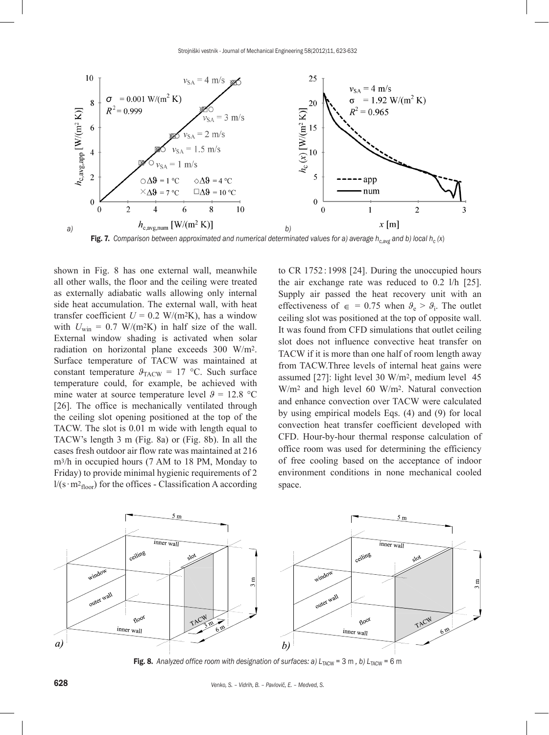Fig. 7. *Comparison between approximated and numerical determinated values for a) average $h_{c,avg}$ and b) local $h_c$ (x)*

shown in Fig. 8 has one external wall, meanwhile all other walls, the floor and the ceiling were treated as externally adiabatic walls allowing only internal side heat accumulation. The external wall, with heat transfer coefficient $U$ = 0.2 W/(m²K), has a window with $U_{win}$ = 0.7 W/(m²K) in half size of the wall. External window shading is activated when solar radiation on horizontal plane exceeds 300 W/m². Surface temperature of TACW was maintained at constant temperature $\vartheta_{TACW}$ = 17 °C. Such surface temperature could, for example, be achieved with mine water at source temperature level $\vartheta$ = 12.8 °C [26]. The office is mechanically ventilated through the ceiling slot opening positioned at the top of the TACW. The slot is 0.01 m wide with length equal to TACW's length 3 m (Fig. 8a) or (Fig. 8b). In all the cases fresh outdoor air flow rate was maintained at 216 m³/h in occupied hours (7 AM to 18 PM, Monday to Friday) to provide minimal hygienic requirements of 2 l/(s·m²$_{floor}$) for the offices - Classification A according to CR 1752 : 1998 [24]. During the unoccupied hours the air exchange rate was reduced to 0.2 l/h [25]. Supply air passed the heat recovery unit with an effectiveness of $\in$ = 0.75 when $\vartheta_e > \vartheta_i$. The outlet ceiling slot was positioned at the top of opposite wall. It was found from CFD simulations that outlet ceiling slot does not influence convective heat transfer on TACW if it is more than one half of room length away from TACW. Three levels of internal heat gains were assumed [27]: light level 30 W/m², medium level 45 W/m² and high level 60 W/m². Natural convection and enhance convection over TACW were calculated by using empirical models Eqs. (4) and (9) for local convection heat transfer coefficient developed with CFD. Hour-by-hour thermal response calculation of office room was used for determining the efficiency of free cooling based on the acceptance of indoor environment conditions in none mechanical cooled space.

Fig. 8. *Analyzed office room with designation of surfaces: a) $L_{TACW}$ = 3 m , b) $L_{TACW}$ = 6 m*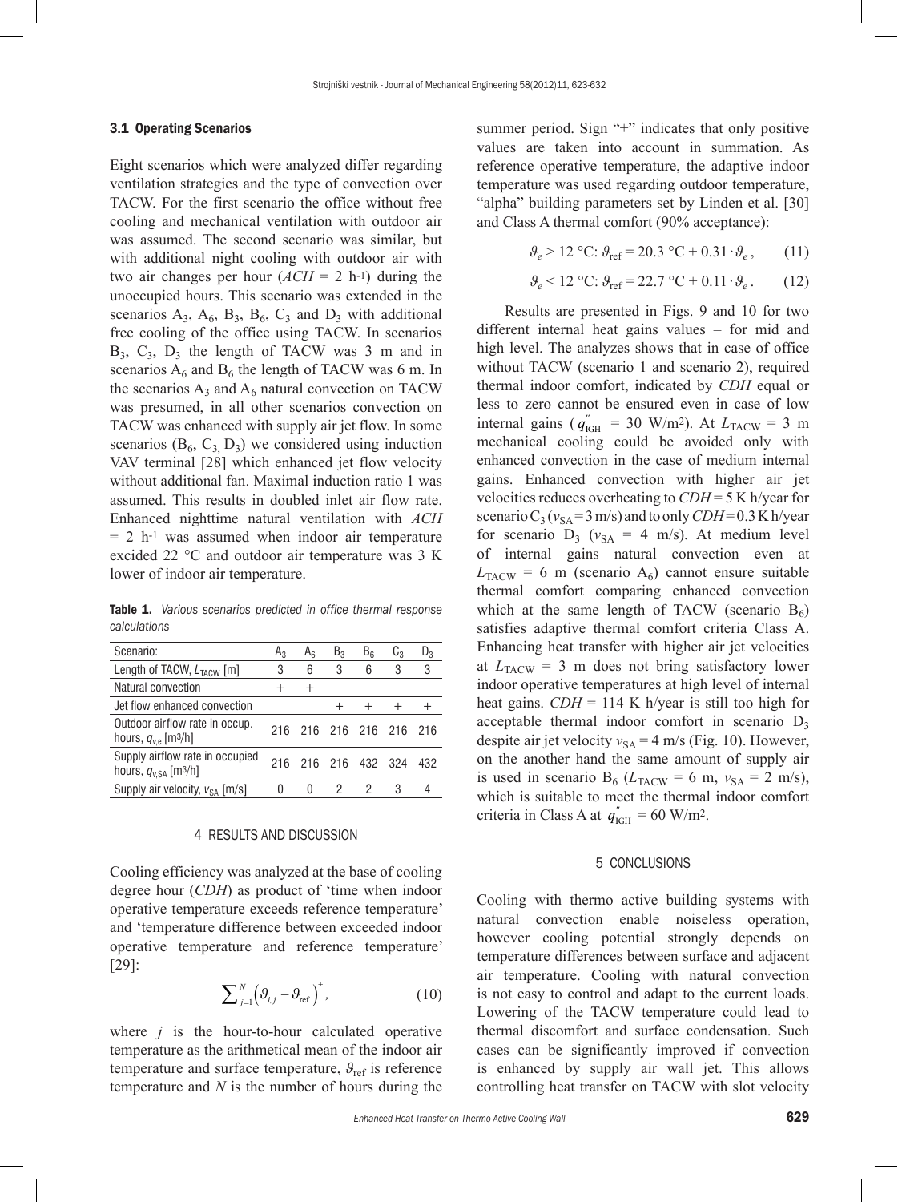### 3.1 Operating Scenarios

Eight scenarios which were analyzed differ regarding ventilation strategies and the type of convection over TACW. For the first scenario the office without free cooling and mechanical ventilation with outdoor air was assumed. The second scenario was similar, but with additional night cooling with outdoor air with two air changes per hour ($ACH$ = 2 h$^{-1}$) during the unoccupied hours. This scenario was extended in the scenarios $A_3$, $A_6$, $B_3$, $B_6$, $C_3$ and $D_3$ with additional free cooling of the office using TACW. In scenarios $B_3$, $C_3$, $D_3$ the length of TACW was 3 m and in scenarios $A_6$ and $B_6$ the length of TACW was 6 m. In the scenarios $A_3$ and $A_6$ natural convection on TACW was presumed, in all other scenarios convection on TACW was enhanced with supply air jet flow. In some scenarios ($B_6$, $C_3$, $D_3$) we considered using induction VAV terminal [28] which enhanced jet flow velocity without additional fan. Maximal induction ratio 1 was assumed. This results in doubled inlet air flow rate. Enhanced nighttime natural ventilation with $ACH$ = 2 h$^{-1}$ was assumed when indoor air temperature excided 22 °C and outdoor air temperature was 3 K lower of indoor air temperature.

**Table 1.** *Various scenarios predicted in office thermal response calculations*

| Scenario: | $A_3$ | $A_6$ | $B_3$ | $B_6$ | $C_3$ | $D_3$ |
|---|---|---|---|---|---|---|
| Length of TACW, $L_{TACW}$ [m] | 3 | 6 | 3 | 6 | 3 | 3 |
| Natural convection | + | + | | | | |
| Jet flow enhanced convection | | | + | + | + | + |
| Outdoor airflow rate in occup. hours, $q_{v,e}$ [m$^3$/h] | 216 | 216 | 216 | 216 | 216 | 216 |
| Supply airflow rate in occupied hours, $q_{v,SA}$ [m$^3$/h] | 216 | 216 | 216 | 432 | 324 | 432 |
| Supply air velocity, $v_{SA}$ [m/s] | 0 | 0 | 2 | 2 | 3 | 4 |

## 4 RESULTS AND DISCUSSION

Cooling efficiency was analyzed at the base of cooling degree hour ($CDH$) as product of 'time when indoor operative temperature exceeds reference temperature' and 'temperature difference between exceeded indoor operative temperature and reference temperature' [29]:

$$\sum_{j=1}^{N}\left(\vartheta_{i,j}-\vartheta_{\text{ref}}\right)^{+}, \tag{10}$$

where $j$ is the hour-to-hour calculated operative temperature as the arithmetical mean of the indoor air temperature and surface temperature, $\vartheta_{\text{ref}}$ is reference temperature and $N$ is the number of hours during the summer period. Sign "+" indicates that only positive values are taken into account in summation. As reference operative temperature, the adaptive indoor temperature was used regarding outdoor temperature, "alpha" building parameters set by Linden et al. [30] and Class A thermal comfort (90% acceptance):

$$\vartheta_e > 12\text{ °C}: \vartheta_{\text{ref}} = 20.3\text{ °C} + 0.31\cdot\vartheta_e, \tag{11}$$

$$\vartheta_e < 12\text{ °C}: \vartheta_{\text{ref}} = 22.7\text{ °C} + 0.11\cdot\vartheta_e. \tag{12}$$

Results are presented in Figs. 9 and 10 for two different internal heat gains values – for mid and high level. The analyzes shows that in case of office without TACW (scenario 1 and scenario 2), required thermal indoor comfort, indicated by $CDH$ equal or less to zero cannot be ensured even in case of low internal gains ($q''_{\text{IGH}}$ = 30 W/m$^2$). At $L_{\text{TACW}}$ = 3 m mechanical cooling could be avoided only with enhanced convection in the case of medium internal gains. Enhanced convection with higher air jet velocities reduces overheating to $CDH$ = 5 K h/year for scenario $C_3$ ($v_{SA}$ = 3 m/s) and to only $CDH$ = 0.3 K h/year for scenario $D_3$ ($v_{SA}$ = 4 m/s). At medium level of internal gains natural convection even at $L_{\text{TACW}}$ = 6 m (scenario $A_6$) cannot ensure suitable thermal comfort comparing enhanced convection which at the same length of TACW (scenario $B_6$) satisfies adaptive thermal comfort criteria Class A. Enhancing heat transfer with higher air jet velocities at $L_{\text{TACW}}$ = 3 m does not bring satisfactory lower indoor operative temperatures at high level of internal heat gains. $CDH$ = 114 K h/year is still too high for acceptable thermal indoor comfort in scenario $D_3$ despite air jet velocity $v_{SA}$ = 4 m/s (Fig. 10). However, on the another hand the same amount of supply air is used in scenario $B_6$ ($L_{\text{TACW}}$ = 6 m, $v_{SA}$ = 2 m/s), which is suitable to meet the thermal indoor comfort criteria in Class A at $q''_{\text{IGH}}$ = 60 W/m$^2$.

## 5 CONCLUSIONS

Cooling with thermo active building systems with natural convection enable noiseless operation, however cooling potential strongly depends on temperature differences between surface and adjacent air temperature. Cooling with natural convection is not easy to control and adapt to the current loads. Lowering of the TACW temperature could lead to thermal discomfort and surface condensation. Such cases can be significantly improved if convection is enhanced by supply air wall jet. This allows controlling heat transfer on TACW with slot velocity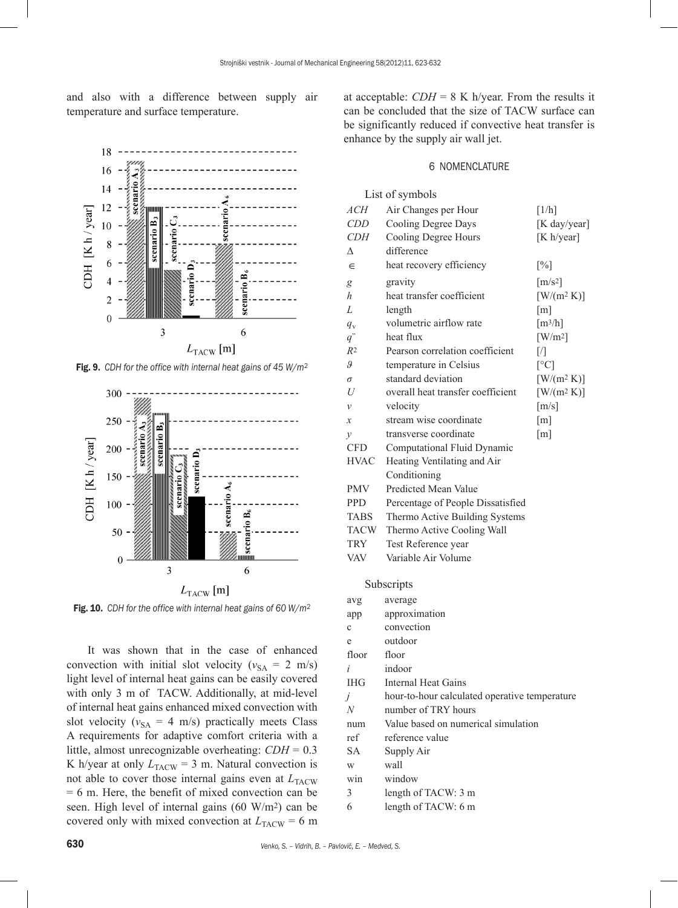and also with a difference between supply air temperature and surface temperature.

Fig. 9. *CDH for the office with internal heat gains of 45 W/m²*

Fig. 10. *CDH for the office with internal heat gains of 60 W/m²*

It was shown that in the case of enhanced convection with initial slot velocity ($v_{SA}$ = 2 m/s) light level of internal heat gains can be easily covered with only 3 m of TACW. Additionally, at mid-level of internal heat gains enhanced mixed convection with slot velocity ($v_{SA}$ = 4 m/s) practically meets Class A requirements for adaptive comfort criteria with a little, almost unrecognizable overheating: $CDH$ = 0.3 K h/year at only $L_{TACW}$ = 3 m. Natural convection is not able to cover those internal gains even at $L_{TACW}$ = 6 m. Here, the benefit of mixed convection can be seen. High level of internal gains (60 W/m²) can be covered only with mixed convection at $L_{TACW}$ = 6 m at acceptable: $CDH$ = 8 K h/year. From the results it can be concluded that the size of TACW surface can be significantly reduced if convective heat transfer is enhance by the supply air wall jet.

## 6 NOMENCLATURE

List of symbols

| | | |
|---|---|---|
| $ACH$ | Air Changes per Hour | [1/h] |
| $CDD$ | Cooling Degree Days | [K day/year] |
| $CDH$ | Cooling Degree Hours | [K h/year] |
| $\Delta$ | difference | |
| $\in$ | heat recovery efficiency | [%] |
| $g$ | gravity | [m/s²] |
| $h$ | heat transfer coefficient | [W/(m² K)] |
| $L$ | length | [m] |
| $q_v$ | volumetric airflow rate | [m³/h] |
| $q''$ | heat flux | [W/m²] |
| $R^2$ | Pearson correlation coefficient | [/] |
| $\vartheta$ | temperature in Celsius | [°C] |
| $\sigma$ | standard deviation | [W/(m² K)] |
| $U$ | overall heat transfer coefficient | [W/(m² K)] |
| $v$ | velocity | [m/s] |
| $x$ | stream wise coordinate | [m] |
| $y$ | transverse coordinate | [m] |
| CFD | Computational Fluid Dynamic | |
| HVAC | Heating Ventilating and Air Conditioning | |
| PMV | Predicted Mean Value | |
| PPD | Percentage of People Dissatisfied | |
| TABS | Thermo Active Building Systems | |
| TACW | Thermo Active Cooling Wall | |
| TRY | Test Reference year | |
| VAV | Variable Air Volume | |

Subscripts

| | |
|---|---|
| avg | average |
| app | approximation |
| c | convection |
| e | outdoor |
| floor | floor |
| $i$ | indoor |
| IHG | Internal Heat Gains |
| $j$ | hour-to-hour calculated operative temperature |
| $N$ | number of TRY hours |
| num | Value based on numerical simulation |
| ref | reference value |
| SA | Supply Air |
| w | wall |
| win | window |
| 3 | length of TACW: 3 m |
| 6 | length of TACW: 6 m |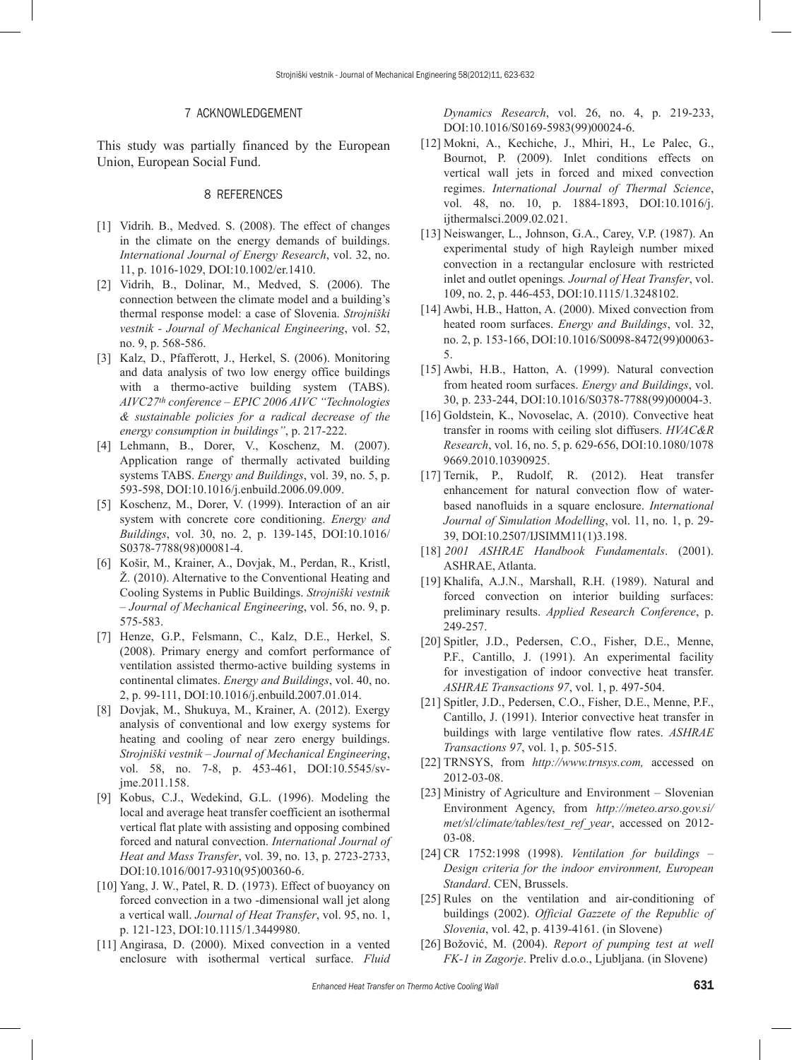## 7 ACKNOWLEDGEMENT

This study was partially financed by the European Union, European Social Fund.

## 8 REFERENCES

[1] Vidrih. B., Medved. S. (2008). The effect of changes in the climate on the energy demands of buildings. *International Journal of Energy Research*, vol. 32, no. 11, p. 1016-1029, DOI:10.1002/er.1410.

[2] Vidrih, B., Dolinar, M., Medved, S. (2006). The connection between the climate model and a building's thermal response model: a case of Slovenia. *Strojniški vestnik - Journal of Mechanical Engineering*, vol. 52, no. 9, p. 568-586.

[3] Kalz, D., Pfafferott, J., Herkel, S. (2006). Monitoring and data analysis of two low energy office buildings with a thermo-active building system (TABS). *AIVC27th conference – EPIC 2006 AIVC "Technologies & sustainable policies for a radical decrease of the energy consumption in buildings"*, p. 217-222.

[4] Lehmann, B., Dorer, V., Koschenz, M. (2007). Application range of thermally activated building systems TABS. *Energy and Buildings*, vol. 39, no. 5, p. 593-598, DOI:10.1016/j.enbuild.2006.09.009.

[5] Koschenz, M., Dorer, V. (1999). Interaction of an air system with concrete core conditioning. *Energy and Buildings*, vol. 30, no. 2, p. 139-145, DOI:10.1016/S0378-7788(98)00081-4.

[6] Košir, M., Krainer, A., Dovjak, M., Perdan, R., Kristl, Ž. (2010). Alternative to the Conventional Heating and Cooling Systems in Public Buildings. *Strojniški vestnik – Journal of Mechanical Engineering*, vol. 56, no. 9, p. 575-583.

[7] Henze, G.P., Felsmann, C., Kalz, D.E., Herkel, S. (2008). Primary energy and comfort performance of ventilation assisted thermo-active building systems in continental climates. *Energy and Buildings*, vol. 40, no. 2, p. 99-111, DOI:10.1016/j.enbuild.2007.01.014.

[8] Dovjak, M., Shukuya, M., Krainer, A. (2012). Exergy analysis of conventional and low exergy systems for heating and cooling of near zero energy buildings. *Strojniški vestnik – Journal of Mechanical Engineering*, vol. 58, no. 7-8, p. 453-461, DOI:10.5545/sv-jme.2011.158.

[9] Kobus, C.J., Wedekind, G.L. (1996). Modeling the local and average heat transfer coefficient an isothermal vertical flat plate with assisting and opposing combined forced and natural convection. *International Journal of Heat and Mass Transfer*, vol. 39, no. 13, p. 2723-2733, DOI:10.1016/0017-9310(95)00360-6.

[10] Yang, J. W., Patel, R. D. (1973). Effect of buoyancy on forced convection in a two -dimensional wall jet along a vertical wall. *Journal of Heat Transfer*, vol. 95, no. 1, p. 121-123, DOI:10.1115/1.3449980.

[11] Angirasa, D. (2000). Mixed convection in a vented enclosure with isothermal vertical surface. *Fluid Dynamics Research*, vol. 26, no. 4, p. 219-233, DOI:10.1016/S0169-5983(99)00024-6.

[12] Mokni, A., Kechiche, J., Mhiri, H., Le Palec, G., Bournot, P. (2009). Inlet conditions effects on vertical wall jets in forced and mixed convection regimes. *International Journal of Thermal Science*, vol. 48, no. 10, p. 1884-1893, DOI:10.1016/j.ijthermalsci.2009.02.021.

[13] Neiswanger, L., Johnson, G.A., Carey, V.P. (1987). An experimental study of high Rayleigh number mixed convection in a rectangular enclosure with restricted inlet and outlet openings*. Journal of Heat Transfer*, vol. 109, no. 2, p. 446-453, DOI:10.1115/1.3248102.

[14] Awbi, H.B., Hatton, A. (2000). Mixed convection from heated room surfaces. *Energy and Buildings*, vol. 32, no. 2, p. 153-166, DOI:10.1016/S0098-8472(99)00063-5.

[15] Awbi, H.B., Hatton, A. (1999). Natural convection from heated room surfaces. *Energy and Buildings*, vol. 30, p. 233-244, DOI:10.1016/S0378-7788(99)00004-3.

[16] Goldstein, K., Novoselac, A. (2010). Convective heat transfer in rooms with ceiling slot diffusers. *HVAC&R Research*, vol. 16, no. 5, p. 629-656, DOI:10.1080/10789669.2010.10390925.

[17] Ternik, P., Rudolf, R. (2012). Heat transfer enhancement for natural convection flow of water-based nanofluids in a square enclosure. *International Journal of Simulation Modelling*, vol. 11, no. 1, p. 29-39, DOI:10.2507/IJSIMM11(1)3.198.

[18] *2001 ASHRAE Handbook Fundamentals*. (2001). ASHRAE, Atlanta.

[19] Khalifa, A.J.N., Marshall, R.H. (1989). Natural and forced convection on interior building surfaces: preliminary results. *Applied Research Conference*, p. 249-257.

[20] Spitler, J.D., Pedersen, C.O., Fisher, D.E., Menne, P.F., Cantillo, J. (1991). An experimental facility for investigation of indoor convective heat transfer. *ASHRAE Transactions 97*, vol. 1, p. 497-504.

[21] Spitler, J.D., Pedersen, C.O., Fisher, D.E., Menne, P.F., Cantillo, J. (1991). Interior convective heat transfer in buildings with large ventilative flow rates. *ASHRAE Transactions 97*, vol. 1, p. 505-515.

[22] TRNSYS, from *http://www.trnsys.com,* accessed on 2012-03-08.

[23] Ministry of Agriculture and Environment – Slovenian Environment Agency, from *http://meteo.arso.gov.si/met/sl/climate/tables/test_ref_year*, accessed on 2012-03-08.

[24] CR 1752:1998 (1998). *Ventilation for buildings – Design criteria for the indoor environment, European Standard*. CEN, Brussels.

[25] Rules on the ventilation and air-conditioning of buildings (2002). *Official Gazzete of the Republic of Slovenia*, vol. 42, p. 4139-4161. (in Slovene)

[26] Božović, M. (2004). *Report of pumping test at well FK-1 in Zagorje*. Preliv d.o.o., Ljubljana. (in Slovene)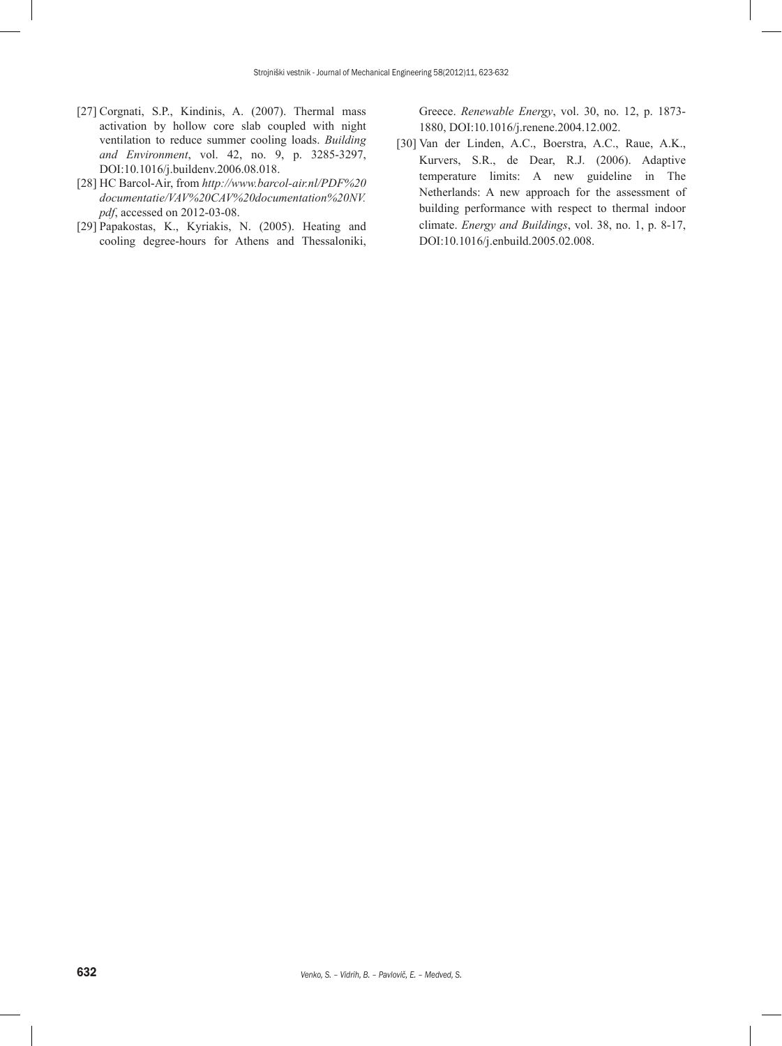[27] Corgnati, S.P., Kindinis, A. (2007). Thermal mass activation by hollow core slab coupled with night ventilation to reduce summer cooling loads. *Building and Environment*, vol. 42, no. 9, p. 3285-3297, DOI:10.1016/j.buildenv.2006.08.018.

[28] HC Barcol-Air, from *http://www.barcol-air.nl/PDF%20documentatie/VAV%20CAV%20documentation%20NV.pdf*, accessed on 2012-03-08.

[29] Papakostas, K., Kyriakis, N. (2005). Heating and cooling degree-hours for Athens and Thessaloniki, Greece. *Renewable Energy*, vol. 30, no. 12, p. 1873-1880, DOI:10.1016/j.renene.2004.12.002.

[30] Van der Linden, A.C., Boerstra, A.C., Raue, A.K., Kurvers, S.R., de Dear, R.J. (2006). Adaptive temperature limits: A new guideline in The Netherlands: A new approach for the assessment of building performance with respect to thermal indoor climate. *Energy and Buildings*, vol. 38, no. 1, p. 8-17, DOI:10.1016/j.enbuild.2005.02.008.